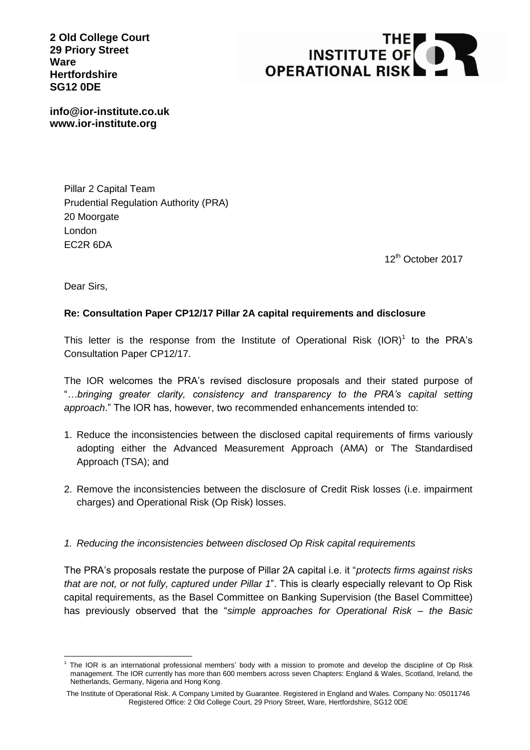**2 Old College Court**
**29 Priory Street**
**Ware**
**Hertfordshire**
**SG12 0DE**

**THE INSTITUTE OF OPERATIONAL RISK**

**info@ior-institute.co.uk**
**www.ior-institute.org**

Pillar 2 Capital Team
Prudential Regulation Authority (PRA)
20 Moorgate
London
EC2R 6DA

12th October 2017

Dear Sirs,

**Re: Consultation Paper CP12/17 Pillar 2A capital requirements and disclosure**

This letter is the response from the Institute of Operational Risk (IOR)[1] to the PRA's Consultation Paper CP12/17.

The IOR welcomes the PRA's revised disclosure proposals and their stated purpose of "*…bringing greater clarity, consistency and transparency to the PRA's capital setting approach*." The IOR has, however, two recommended enhancements intended to:

1. Reduce the inconsistencies between the disclosed capital requirements of firms variously adopting either the Advanced Measurement Approach (AMA) or The Standardised Approach (TSA); and

2. Remove the inconsistencies between the disclosure of Credit Risk losses (i.e. impairment charges) and Operational Risk (Op Risk) losses.

*1. Reducing the inconsistencies between disclosed Op Risk capital requirements*

The PRA's proposals restate the purpose of Pillar 2A capital i.e. it "*protects firms against risks that are not, or not fully, captured under Pillar 1*". This is clearly especially relevant to Op Risk capital requirements, as the Basel Committee on Banking Supervision (the Basel Committee) has previously observed that the "*simple approaches for Operational Risk – the Basic*

[1] The IOR is an international professional members' body with a mission to promote and develop the discipline of Op Risk management. The IOR currently has more than 600 members across seven Chapters: England & Wales, Scotland, Ireland, the Netherlands, Germany, Nigeria and Hong Kong.

The Institute of Operational Risk. A Company Limited by Guarantee. Registered in England and Wales. Company No: 05011746
Registered Office: 2 Old College Court, 29 Priory Street, Ware, Hertfordshire, SG12 0DE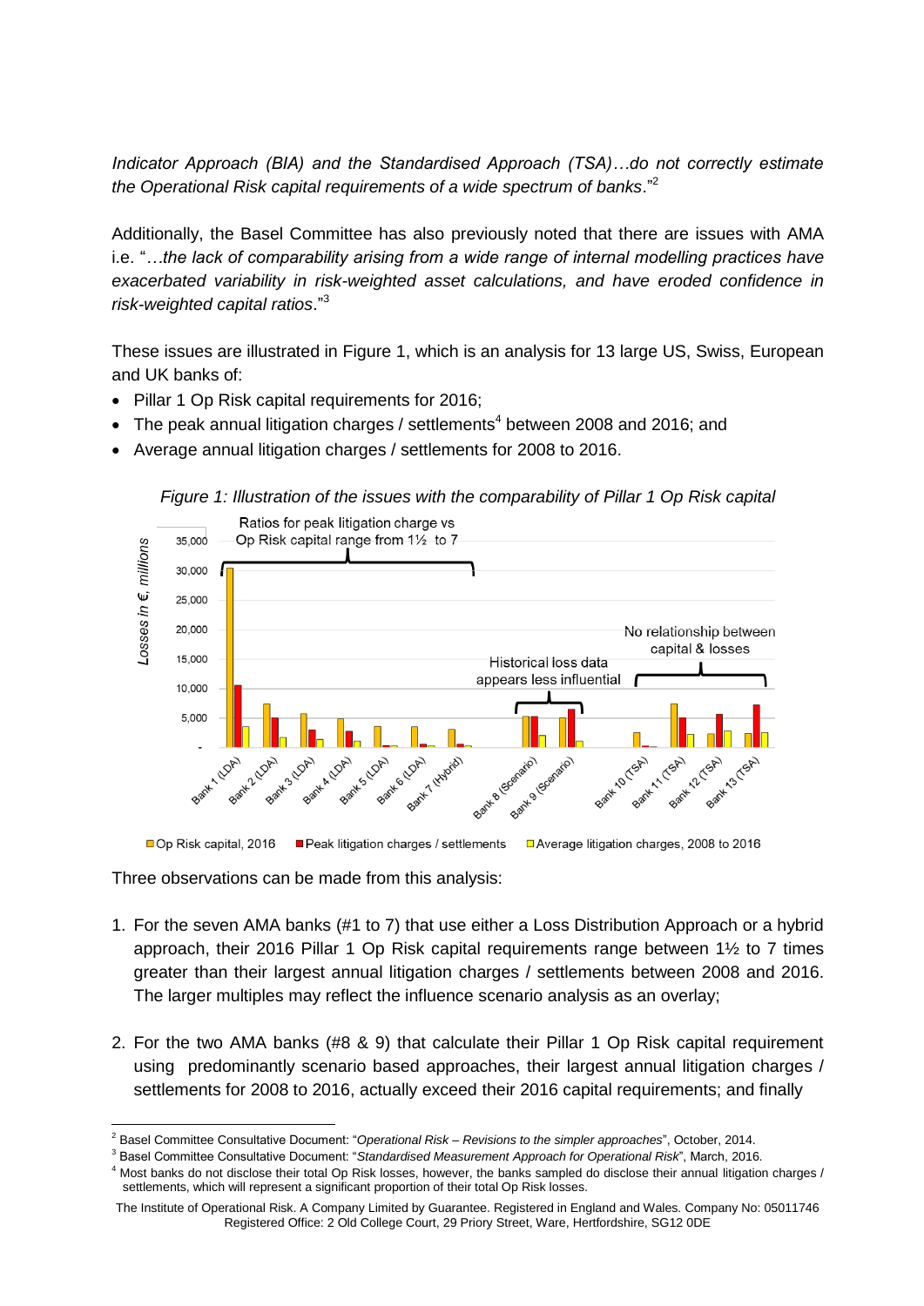*Indicator Approach (BIA) and the Standardised Approach (TSA)…do not correctly estimate the Operational Risk capital requirements of a wide spectrum of banks*."[2]

Additionally, the Basel Committee has also previously noted that there are issues with AMA i.e. "*…the lack of comparability arising from a wide range of internal modelling practices have exacerbated variability in risk-weighted asset calculations, and have eroded confidence in risk-weighted capital ratios*."[3]

These issues are illustrated in Figure 1, which is an analysis for 13 large US, Swiss, European and UK banks of:

- Pillar 1 Op Risk capital requirements for 2016;
- The peak annual litigation charges / settlements[4] between 2008 and 2016; and
- Average annual litigation charges / settlements for 2008 to 2016.

*Figure 1: Illustration of the issues with the comparability of Pillar 1 Op Risk capital*

Three observations can be made from this analysis:

1. For the seven AMA banks (#1 to 7) that use either a Loss Distribution Approach or a hybrid approach, their 2016 Pillar 1 Op Risk capital requirements range between 1½ to 7 times greater than their largest annual litigation charges / settlements between 2008 and 2016. The larger multiples may reflect the influence scenario analysis as an overlay;

2. For the two AMA banks (#8 & 9) that calculate their Pillar 1 Op Risk capital requirement using predominantly scenario based approaches, their largest annual litigation charges / settlements for 2008 to 2016, actually exceed their 2016 capital requirements; and finally

---

[2] Basel Committee Consultative Document: "*Operational Risk – Revisions to the simpler approaches*", October, 2014.

[3] Basel Committee Consultative Document: "*Standardised Measurement Approach for Operational Risk*", March, 2016.

[4] Most banks do not disclose their total Op Risk losses, however, the banks sampled do disclose their annual litigation charges / settlements, which will represent a significant proportion of their total Op Risk losses.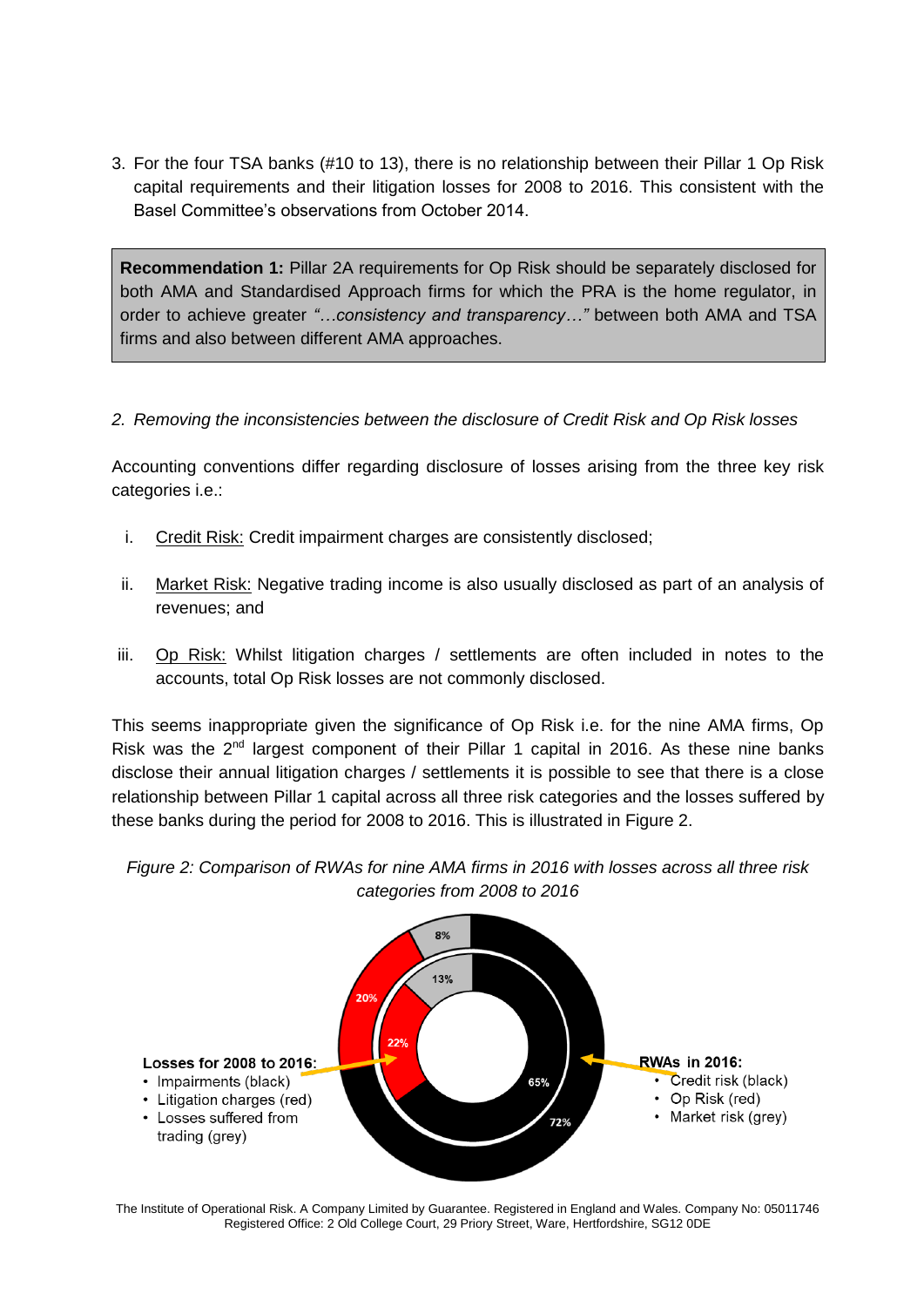3. For the four TSA banks (#10 to 13), there is no relationship between their Pillar 1 Op Risk capital requirements and their litigation losses for 2008 to 2016. This consistent with the Basel Committee's observations from October 2014.

> **Recommendation 1:** Pillar 2A requirements for Op Risk should be separately disclosed for both AMA and Standardised Approach firms for which the PRA is the home regulator, in order to achieve greater *"…consistency and transparency…"* between both AMA and TSA firms and also between different AMA approaches.

*2. Removing the inconsistencies between the disclosure of Credit Risk and Op Risk losses*

Accounting conventions differ regarding disclosure of losses arising from the three key risk categories i.e.:

i. Credit Risk: Credit impairment charges are consistently disclosed;

ii. Market Risk: Negative trading income is also usually disclosed as part of an analysis of revenues; and

iii. Op Risk: Whilst litigation charges / settlements are often included in notes to the accounts, total Op Risk losses are not commonly disclosed.

This seems inappropriate given the significance of Op Risk i.e. for the nine AMA firms, Op Risk was the 2nd largest component of their Pillar 1 capital in 2016. As these nine banks disclose their annual litigation charges / settlements it is possible to see that there is a close relationship between Pillar 1 capital across all three risk categories and the losses suffered by these banks during the period for 2008 to 2016. This is illustrated in Figure 2.

*Figure 2: Comparison of RWAs for nine AMA firms in 2016 with losses across all three risk categories from 2008 to 2016*

| | Losses for 2008 to 2016 (inner ring) | RWAs in 2016 (outer ring) |
|---|---|---|
| Impairments / Credit risk (black) | 65% | 72% |
| Litigation charges / Op Risk (red) | 22% | 20% |
| Losses suffered from trading / Market risk (grey) | 13% | 8% |

**Losses for 2008 to 2016:**
- Impairments (black)
- Litigation charges (red)
- Losses suffered from trading (grey)

**RWAs in 2016:**
- Credit risk (black)
- Op Risk (red)
- Market risk (grey)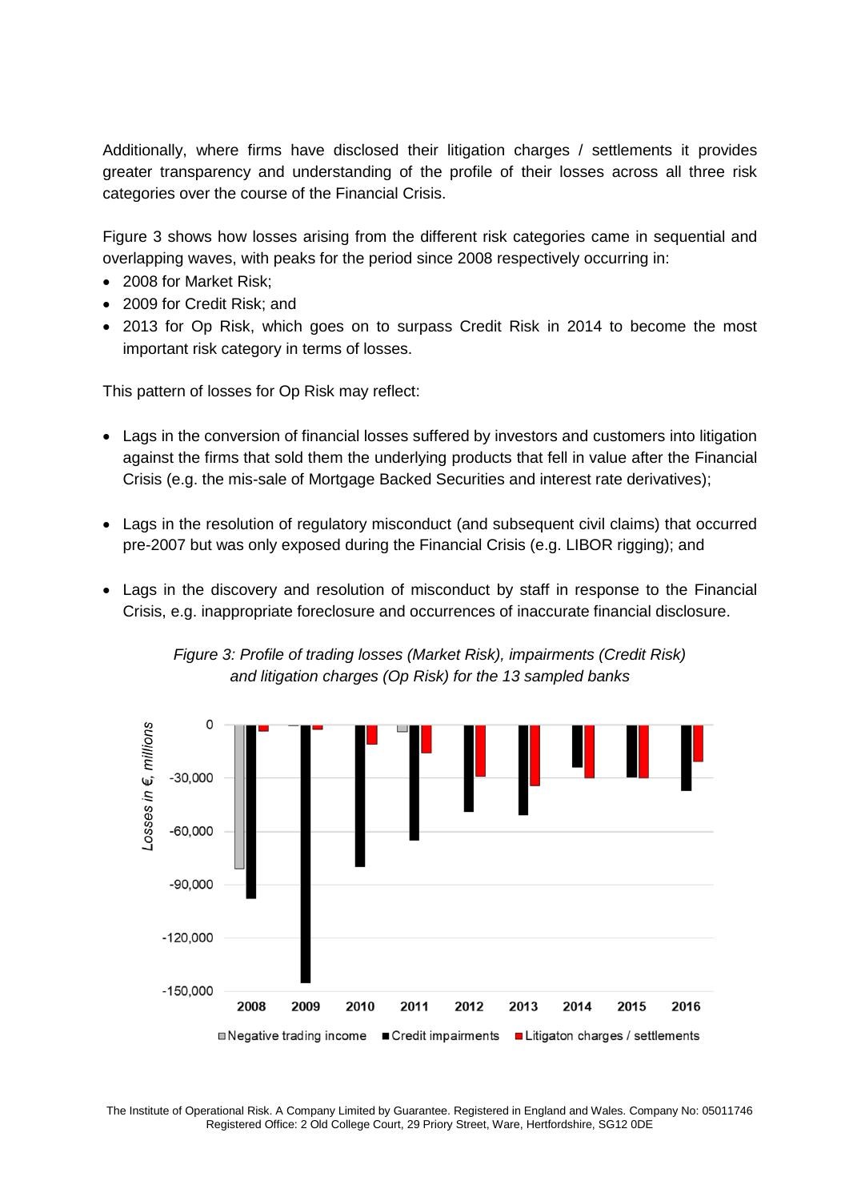Additionally, where firms have disclosed their litigation charges / settlements it provides greater transparency and understanding of the profile of their losses across all three risk categories over the course of the Financial Crisis.

Figure 3 shows how losses arising from the different risk categories came in sequential and overlapping waves, with peaks for the period since 2008 respectively occurring in:

- 2008 for Market Risk;
- 2009 for Credit Risk; and
- 2013 for Op Risk, which goes on to surpass Credit Risk in 2014 to become the most important risk category in terms of losses.

This pattern of losses for Op Risk may reflect:

- Lags in the conversion of financial losses suffered by investors and customers into litigation against the firms that sold them the underlying products that fell in value after the Financial Crisis (e.g. the mis-sale of Mortgage Backed Securities and interest rate derivatives);
- Lags in the resolution of regulatory misconduct (and subsequent civil claims) that occurred pre-2007 but was only exposed during the Financial Crisis (e.g. LIBOR rigging); and
- Lags in the discovery and resolution of misconduct by staff in response to the Financial Crisis, e.g. inappropriate foreclosure and occurrences of inaccurate financial disclosure.

*Figure 3: Profile of trading losses (Market Risk), impairments (Credit Risk) and litigation charges (Op Risk) for the 13 sampled banks*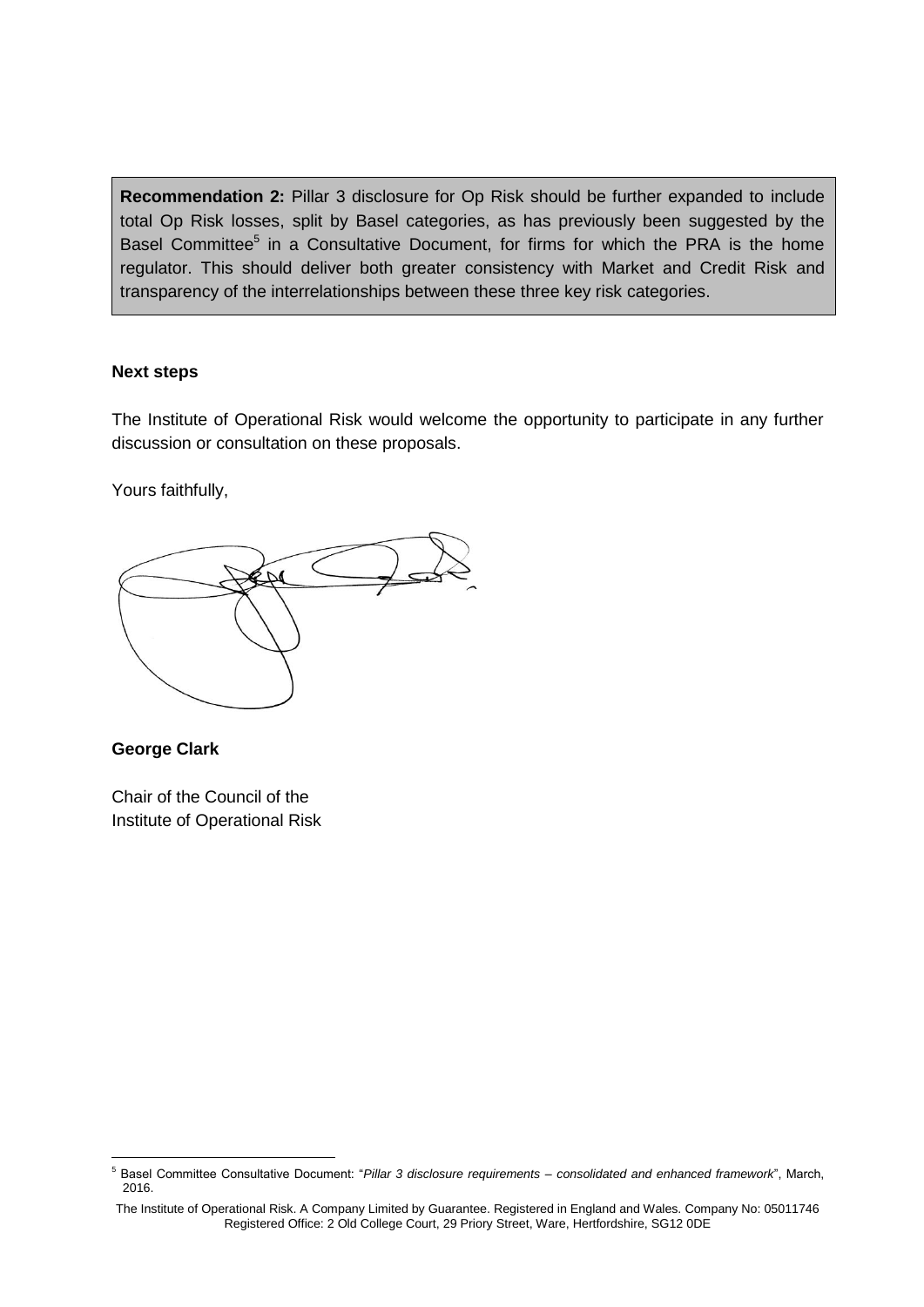**Recommendation 2:** Pillar 3 disclosure for Op Risk should be further expanded to include total Op Risk losses, split by Basel categories, as has previously been suggested by the Basel Committee[5] in a Consultative Document, for firms for which the PRA is the home regulator. This should deliver both greater consistency with Market and Credit Risk and transparency of the interrelationships between these three key risk categories.

**Next steps**

The Institute of Operational Risk would welcome the opportunity to participate in any further discussion or consultation on these proposals.

Yours faithfully,

**George Clark**

Chair of the Council of the
Institute of Operational Risk

[5] Basel Committee Consultative Document: "*Pillar 3 disclosure requirements – consolidated and enhanced framework*", March, 2016.

The Institute of Operational Risk. A Company Limited by Guarantee. Registered in England and Wales. Company No: 05011746
Registered Office: 2 Old College Court, 29 Priory Street, Ware, Hertfordshire, SG12 0DE